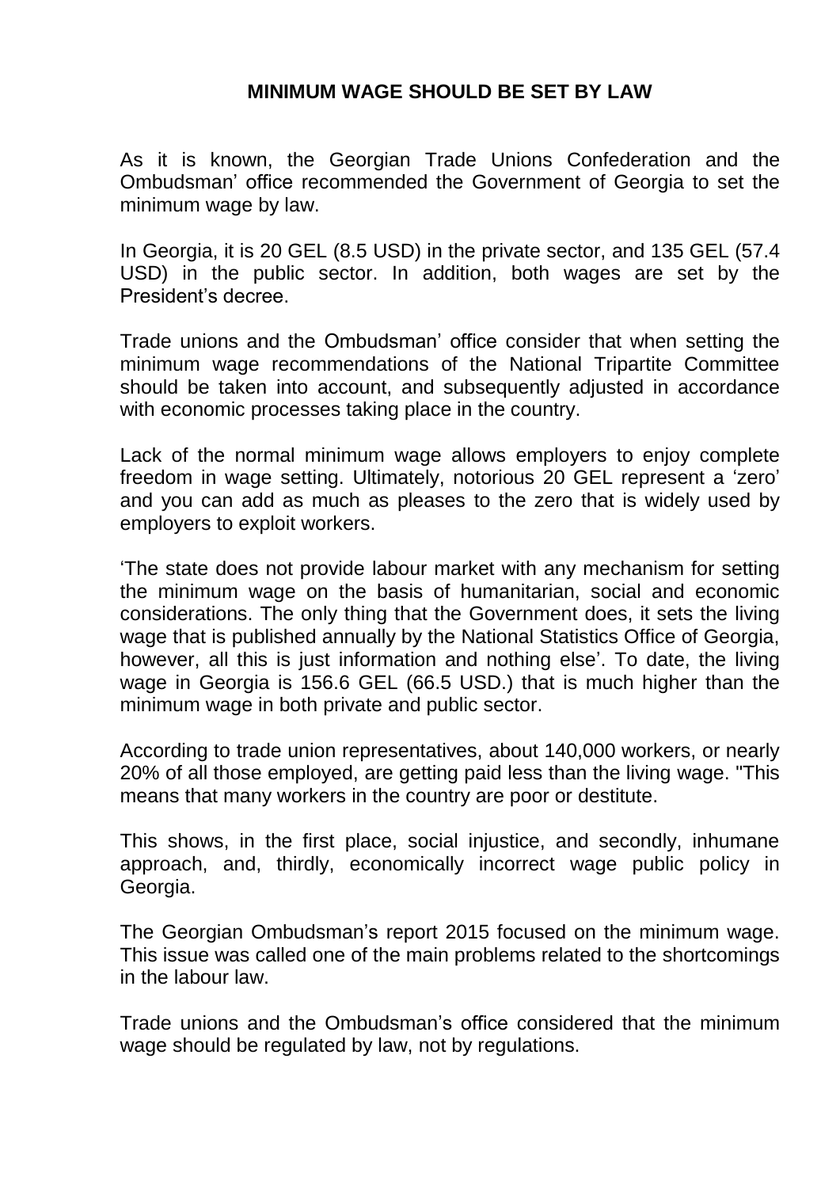# MINIMUM WAGE SHOULD BE SET BY LAW

As it is known, the Georgian Trade Unions Confederation and the Ombudsman' office recommended the Government of Georgia to set the minimum wage by law.

In Georgia, it is 20 GEL (8.5 USD) in the private sector, and 135 GEL (57.4 USD) in the public sector. In addition, both wages are set by the President's decree.

Trade unions and the Ombudsman' office consider that when setting the minimum wage recommendations of the National Tripartite Committee should be taken into account, and subsequently adjusted in accordance with economic processes taking place in the country.

Lack of the normal minimum wage allows employers to enjoy complete freedom in wage setting. Ultimately, notorious 20 GEL represent a 'zero' and you can add as much as pleases to the zero that is widely used by employers to exploit workers.

'The state does not provide labour market with any mechanism for setting the minimum wage on the basis of humanitarian, social and economic considerations. The only thing that the Government does, it sets the living wage that is published annually by the National Statistics Office of Georgia, however, all this is just information and nothing else'. To date, the living wage in Georgia is 156.6 GEL (66.5 USD.) that is much higher than the minimum wage in both private and public sector.

According to trade union representatives, about 140,000 workers, or nearly 20% of all those employed, are getting paid less than the living wage. "This means that many workers in the country are poor or destitute.

This shows, in the first place, social injustice, and secondly, inhumane approach, and, thirdly, economically incorrect wage public policy in Georgia.

The Georgian Ombudsman's report 2015 focused on the minimum wage. This issue was called one of the main problems related to the shortcomings in the labour law.

Trade unions and the Ombudsman's office considered that the minimum wage should be regulated by law, not by regulations.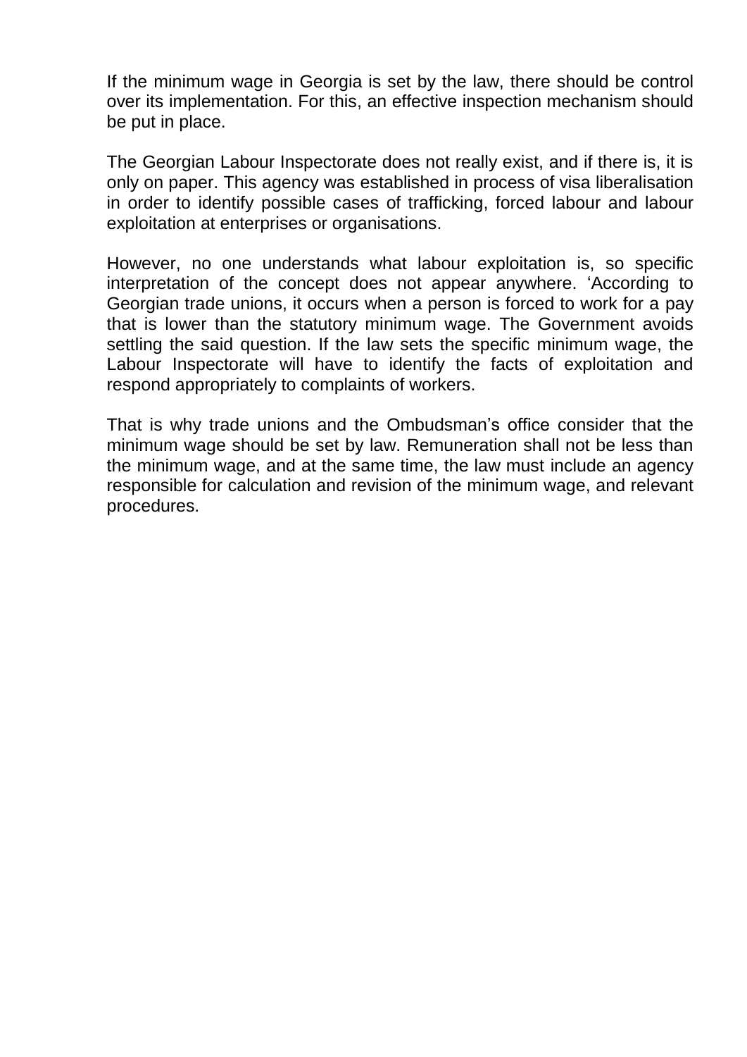If the minimum wage in Georgia is set by the law, there should be control over its implementation. For this, an effective inspection mechanism should be put in place.

The Georgian Labour Inspectorate does not really exist, and if there is, it is only on paper. This agency was established in process of visa liberalisation in order to identify possible cases of trafficking, forced labour and labour exploitation at enterprises or organisations.

However, no one understands what labour exploitation is, so specific interpretation of the concept does not appear anywhere. 'According to Georgian trade unions, it occurs when a person is forced to work for a pay that is lower than the statutory minimum wage. The Government avoids settling the said question. If the law sets the specific minimum wage, the Labour Inspectorate will have to identify the facts of exploitation and respond appropriately to complaints of workers.

That is why trade unions and the Ombudsman's office consider that the minimum wage should be set by law. Remuneration shall not be less than the minimum wage, and at the same time, the law must include an agency responsible for calculation and revision of the minimum wage, and relevant procedures.